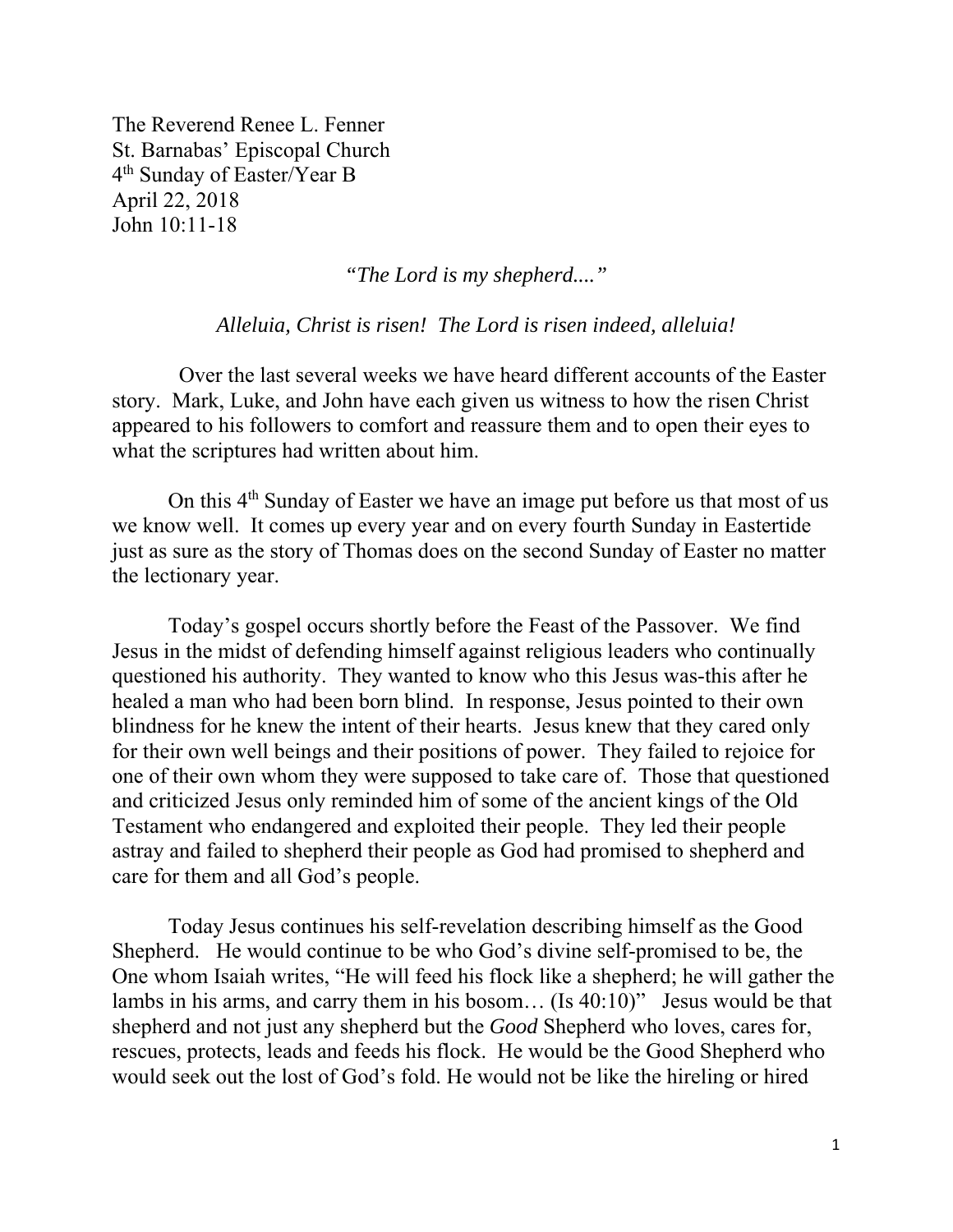The Reverend Renee L. Fenner
St. Barnabas' Episcopal Church
4th Sunday of Easter/Year B
April 22, 2018
John 10:11-18

*"The Lord is my shepherd...."*

*Alleluia, Christ is risen! The Lord is risen indeed, alleluia!*

Over the last several weeks we have heard different accounts of the Easter story. Mark, Luke, and John have each given us witness to how the risen Christ appeared to his followers to comfort and reassure them and to open their eyes to what the scriptures had written about him.

On this 4th Sunday of Easter we have an image put before us that most of us we know well. It comes up every year and on every fourth Sunday in Eastertide just as sure as the story of Thomas does on the second Sunday of Easter no matter the lectionary year.

Today's gospel occurs shortly before the Feast of the Passover. We find Jesus in the midst of defending himself against religious leaders who continually questioned his authority. They wanted to know who this Jesus was-this after he healed a man who had been born blind. In response, Jesus pointed to their own blindness for he knew the intent of their hearts. Jesus knew that they cared only for their own well beings and their positions of power. They failed to rejoice for one of their own whom they were supposed to take care of. Those that questioned and criticized Jesus only reminded him of some of the ancient kings of the Old Testament who endangered and exploited their people. They led their people astray and failed to shepherd their people as God had promised to shepherd and care for them and all God's people.

Today Jesus continues his self-revelation describing himself as the Good Shepherd. He would continue to be who God's divine self-promised to be, the One whom Isaiah writes, "He will feed his flock like a shepherd; he will gather the lambs in his arms, and carry them in his bosom… (Is 40:10)" Jesus would be that shepherd and not just any shepherd but the *Good* Shepherd who loves, cares for, rescues, protects, leads and feeds his flock. He would be the Good Shepherd who would seek out the lost of God's fold. He would not be like the hireling or hired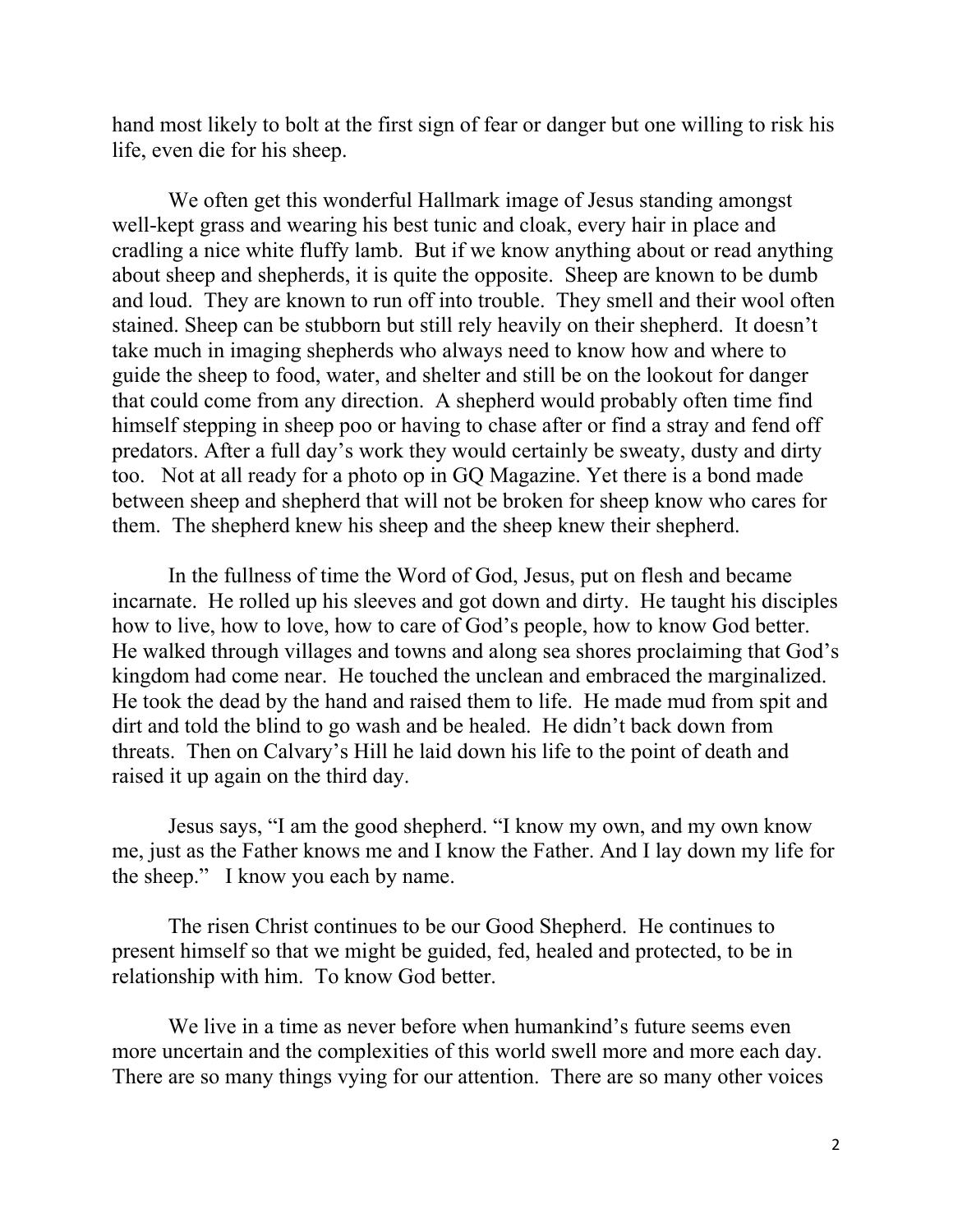hand most likely to bolt at the first sign of fear or danger but one willing to risk his life, even die for his sheep.

We often get this wonderful Hallmark image of Jesus standing amongst well-kept grass and wearing his best tunic and cloak, every hair in place and cradling a nice white fluffy lamb. But if we know anything about or read anything about sheep and shepherds, it is quite the opposite. Sheep are known to be dumb and loud. They are known to run off into trouble. They smell and their wool often stained. Sheep can be stubborn but still rely heavily on their shepherd. It doesn't take much in imaging shepherds who always need to know how and where to guide the sheep to food, water, and shelter and still be on the lookout for danger that could come from any direction. A shepherd would probably often time find himself stepping in sheep poo or having to chase after or find a stray and fend off predators. After a full day's work they would certainly be sweaty, dusty and dirty too. Not at all ready for a photo op in GQ Magazine. Yet there is a bond made between sheep and shepherd that will not be broken for sheep know who cares for them. The shepherd knew his sheep and the sheep knew their shepherd.

In the fullness of time the Word of God, Jesus, put on flesh and became incarnate. He rolled up his sleeves and got down and dirty. He taught his disciples how to live, how to love, how to care of God's people, how to know God better. He walked through villages and towns and along sea shores proclaiming that God's kingdom had come near. He touched the unclean and embraced the marginalized. He took the dead by the hand and raised them to life. He made mud from spit and dirt and told the blind to go wash and be healed. He didn't back down from threats. Then on Calvary's Hill he laid down his life to the point of death and raised it up again on the third day.

Jesus says, "I am the good shepherd. "I know my own, and my own know me, just as the Father knows me and I know the Father. And I lay down my life for the sheep." I know you each by name.

The risen Christ continues to be our Good Shepherd. He continues to present himself so that we might be guided, fed, healed and protected, to be in relationship with him. To know God better.

We live in a time as never before when humankind's future seems even more uncertain and the complexities of this world swell more and more each day. There are so many things vying for our attention. There are so many other voices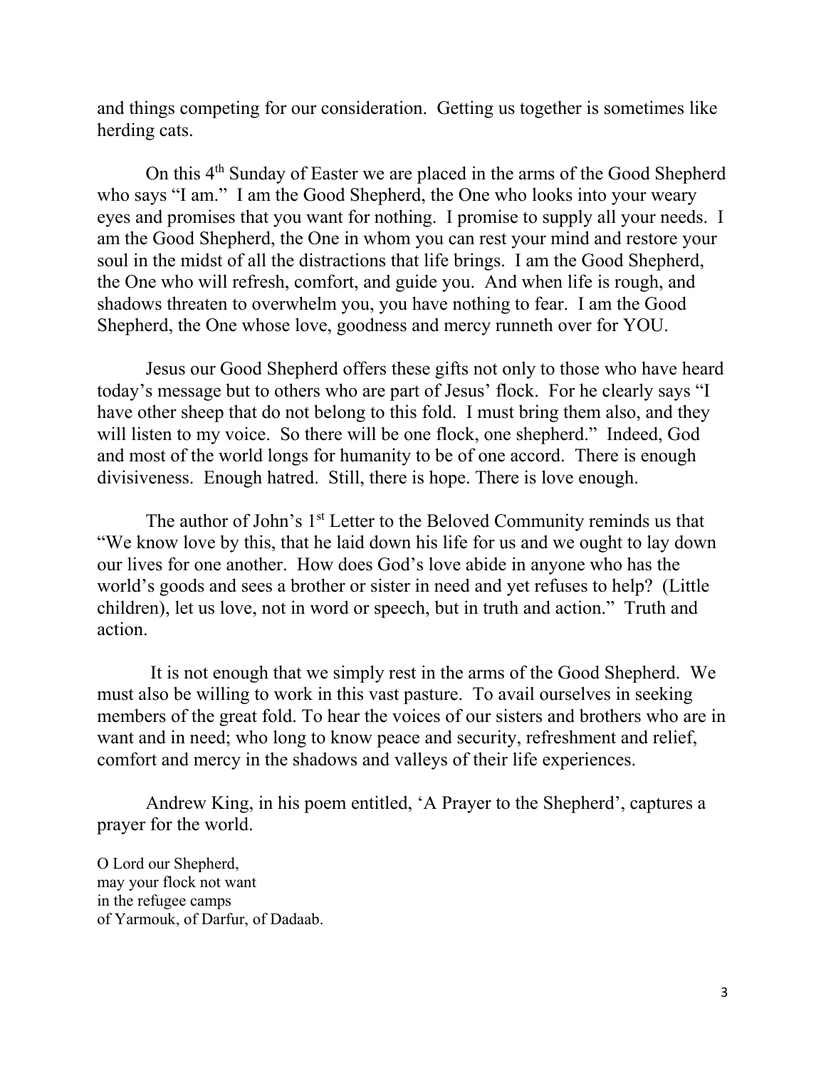and things competing for our consideration.  Getting us together is sometimes like herding cats.

On this 4th Sunday of Easter we are placed in the arms of the Good Shepherd who says "I am."  I am the Good Shepherd, the One who looks into your weary eyes and promises that you want for nothing.  I promise to supply all your needs.  I am the Good Shepherd, the One in whom you can rest your mind and restore your soul in the midst of all the distractions that life brings.  I am the Good Shepherd, the One who will refresh, comfort, and guide you.  And when life is rough, and shadows threaten to overwhelm you, you have nothing to fear.  I am the Good Shepherd, the One whose love, goodness and mercy runneth over for YOU.

Jesus our Good Shepherd offers these gifts not only to those who have heard today's message but to others who are part of Jesus' flock.  For he clearly says "I have other sheep that do not belong to this fold.  I must bring them also, and they will listen to my voice.  So there will be one flock, one shepherd."  Indeed, God and most of the world longs for humanity to be of one accord.  There is enough divisiveness.  Enough hatred.  Still, there is hope. There is love enough.

The author of John's 1st Letter to the Beloved Community reminds us that "We know love by this, that he laid down his life for us and we ought to lay down our lives for one another.  How does God's love abide in anyone who has the world's goods and sees a brother or sister in need and yet refuses to help?  (Little children), let us love, not in word or speech, but in truth and action."  Truth and action.

It is not enough that we simply rest in the arms of the Good Shepherd.  We must also be willing to work in this vast pasture.  To avail ourselves in seeking members of the great fold. To hear the voices of our sisters and brothers who are in want and in need; who long to know peace and security, refreshment and relief, comfort and mercy in the shadows and valleys of their life experiences.

Andrew King, in his poem entitled, 'A Prayer to the Shepherd', captures a prayer for the world.

O Lord our Shepherd,  
may your flock not want  
in the refugee camps  
of Yarmouk, of Darfur, of Dadaab.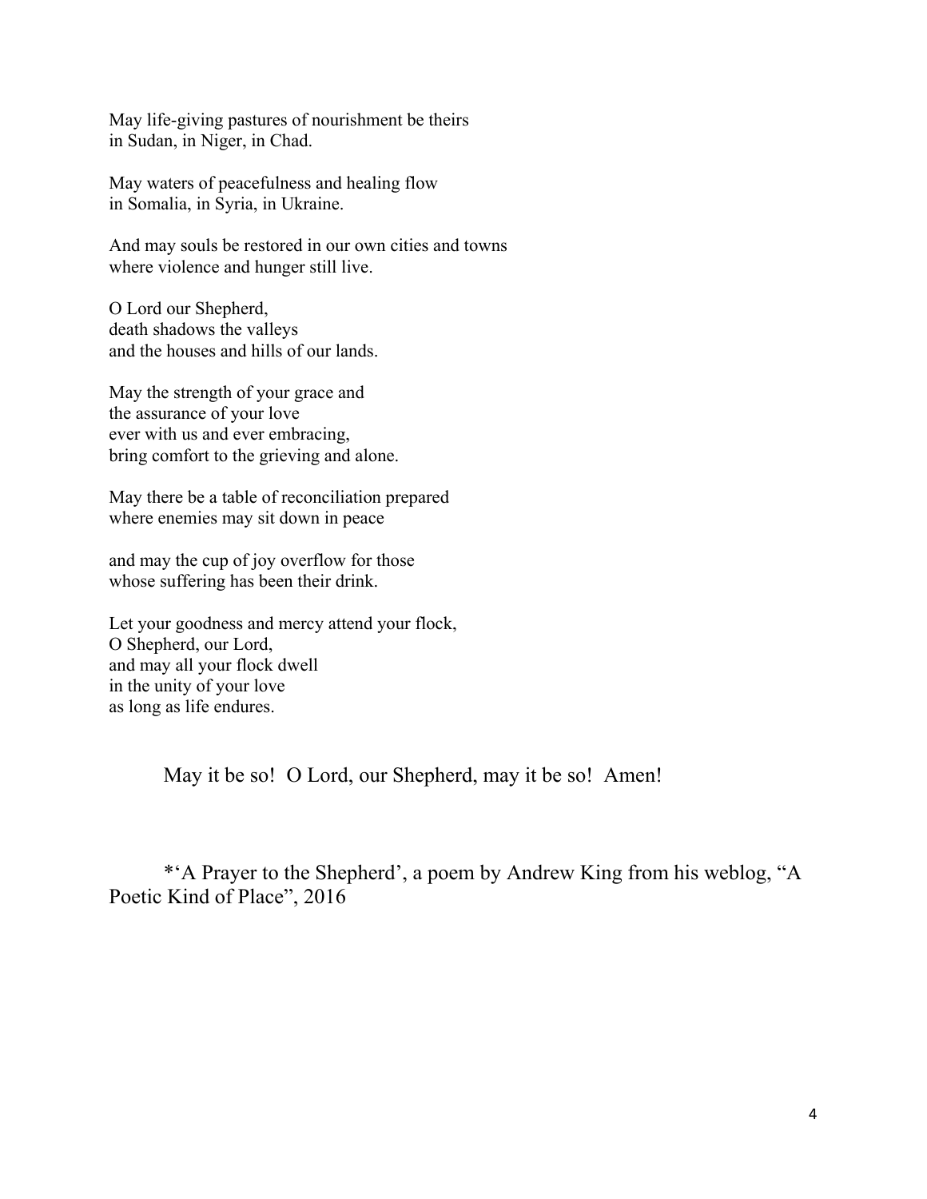May life-giving pastures of nourishment be theirs
in Sudan, in Niger, in Chad.

May waters of peacefulness and healing flow
in Somalia, in Syria, in Ukraine.

And may souls be restored in our own cities and towns
where violence and hunger still live.

O Lord our Shepherd,
death shadows the valleys
and the houses and hills of our lands.

May the strength of your grace and
the assurance of your love
ever with us and ever embracing,
bring comfort to the grieving and alone.

May there be a table of reconciliation prepared
where enemies may sit down in peace

and may the cup of joy overflow for those
whose suffering has been their drink.

Let your goodness and mercy attend your flock,
O Shepherd, our Lord,
and may all your flock dwell
in the unity of your love
as long as life endures.

May it be so! O Lord, our Shepherd, may it be so! Amen!

*'A Prayer to the Shepherd', a poem by Andrew King from his weblog, "A Poetic Kind of Place", 2016